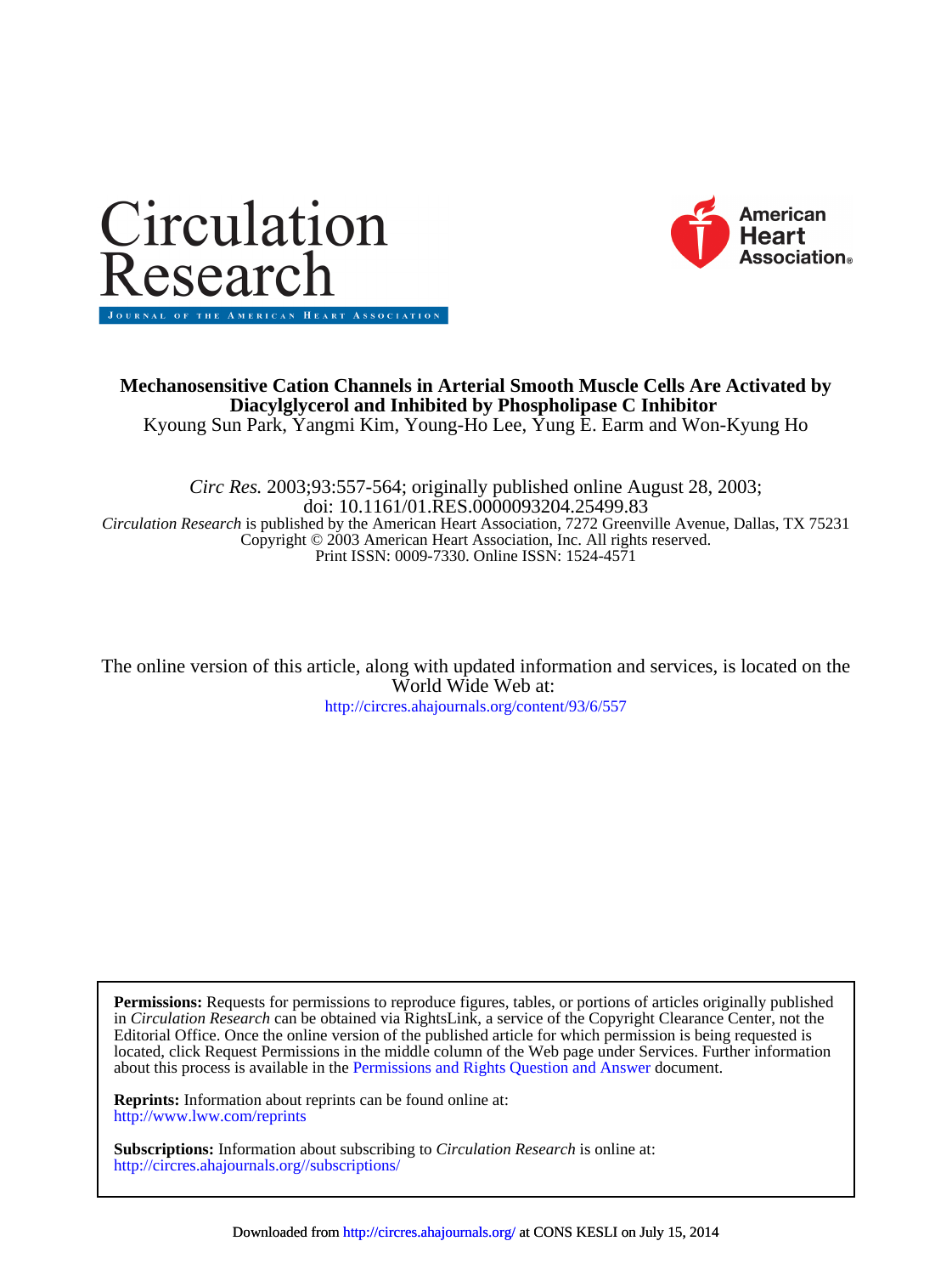# Circulation Research

JOURNAL OF THE AMERICAN HEART ASSOCIATION

American Heart Association®

**Mechanosensitive Cation Channels in Arterial Smooth Muscle Cells Are Activated by Diacylglycerol and Inhibited by Phospholipase C Inhibitor**

Kyoung Sun Park, Yangmi Kim, Young-Ho Lee, Yung E. Earm and Won-Kyung Ho

*Circ Res.* 2003;93:557-564; originally published online August 28, 2003;
doi: 10.1161/01.RES.0000093204.25499.83

*Circulation Research* is published by the American Heart Association, 7272 Greenville Avenue, Dallas, TX 75231
Copyright © 2003 American Heart Association, Inc. All rights reserved.
Print ISSN: 0009-7330. Online ISSN: 1524-4571

The online version of this article, along with updated information and services, is located on the World Wide Web at:
http://circres.ahajournals.org/content/93/6/557

**Permissions:** Requests for permissions to reproduce figures, tables, or portions of articles originally published in *Circulation Research* can be obtained via RightsLink, a service of the Copyright Clearance Center, not the Editorial Office. Once the online version of the published article for which permission is being requested is located, click Request Permissions in the middle column of the Web page under Services. Further information about this process is available in the Permissions and Rights Question and Answer document.

**Reprints:** Information about reprints can be found online at:
http://www.lww.com/reprints

**Subscriptions:** Information about subscribing to *Circulation Research* is online at:
http://circres.ahajournals.org//subscriptions/

Downloaded from http://circres.ahajournals.org/ at CONS KESLI on July 15, 2014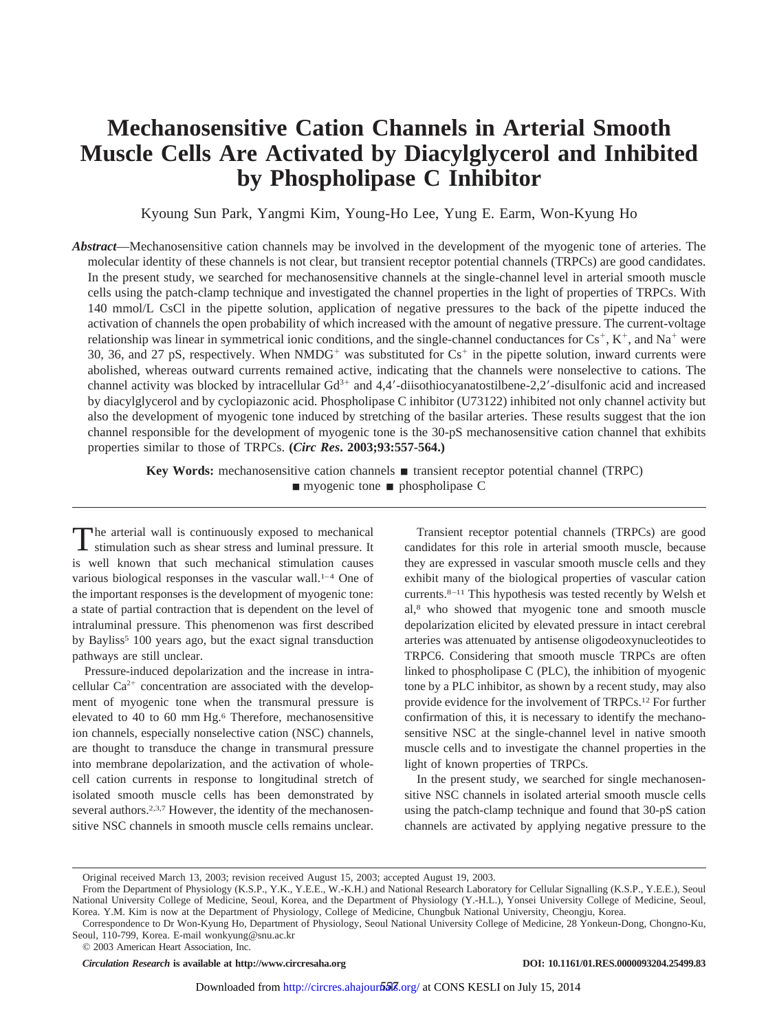# Mechanosensitive Cation Channels in Arterial Smooth Muscle Cells Are Activated by Diacylglycerol and Inhibited by Phospholipase C Inhibitor

Kyoung Sun Park, Yangmi Kim, Young-Ho Lee, Yung E. Earm, Won-Kyung Ho

***Abstract*****—**Mechanosensitive cation channels may be involved in the development of the myogenic tone of arteries. The molecular identity of these channels is not clear, but transient receptor potential channels (TRPCs) are good candidates. In the present study, we searched for mechanosensitive channels at the single-channel level in arterial smooth muscle cells using the patch-clamp technique and investigated the channel properties in the light of properties of TRPCs. With 140 mmol/L CsCl in the pipette solution, application of negative pressures to the back of the pipette induced the activation of channels the open probability of which increased with the amount of negative pressure. The current-voltage relationship was linear in symmetrical ionic conditions, and the single-channel conductances for $Cs^+$, $K^+$, and $Na^+$ were 30, 36, and 27 pS, respectively. When $NMDG^+$ was substituted for $Cs^+$ in the pipette solution, inward currents were abolished, whereas outward currents remained active, indicating that the channels were nonselective to cations. The channel activity was blocked by intracellular $Gd^{3+}$ and 4,4′-diisothiocyanatostilbene-2,2′-disulfonic acid and increased by diacylglycerol and by cyclopiazonic acid. Phospholipase C inhibitor (U73122) inhibited not only channel activity but also the development of myogenic tone induced by stretching of the basilar arteries. These results suggest that the ion channel responsible for the development of myogenic tone is the 30-pS mechanosensitive cation channel that exhibits properties similar to those of TRPCs. **(*Circ Res*. 2003;93:557-564.)**

**Key Words:** mechanosensitive cation channels ■ transient receptor potential channel (TRPC) ■ myogenic tone ■ phospholipase C

The arterial wall is continuously exposed to mechanical stimulation such as shear stress and luminal pressure. It is well known that such mechanical stimulation causes various biological responses in the vascular wall.[1–4] One of the important responses is the development of myogenic tone: a state of partial contraction that is dependent on the level of intraluminal pressure. This phenomenon was first described by Bayliss[5] 100 years ago, but the exact signal transduction pathways are still unclear.

Pressure-induced depolarization and the increase in intracellular $Ca^{2+}$ concentration are associated with the development of myogenic tone when the transmural pressure is elevated to 40 to 60 mm Hg.[6] Therefore, mechanosensitive ion channels, especially nonselective cation (NSC) channels, are thought to transduce the change in transmural pressure into membrane depolarization, and the activation of whole-cell cation currents in response to longitudinal stretch of isolated smooth muscle cells has been demonstrated by several authors.[2,3,7] However, the identity of the mechanosensitive NSC channels in smooth muscle cells remains unclear.

Transient receptor potential channels (TRPCs) are good candidates for this role in arterial smooth muscle, because they are expressed in vascular smooth muscle cells and they exhibit many of the biological properties of vascular cation currents.[8–11] This hypothesis was tested recently by Welsh et al,[8] who showed that myogenic tone and smooth muscle depolarization elicited by elevated pressure in intact cerebral arteries was attenuated by antisense oligodeoxynucleotides to TRPC6. Considering that smooth muscle TRPCs are often linked to phospholipase C (PLC), the inhibition of myogenic tone by a PLC inhibitor, as shown by a recent study, may also provide evidence for the involvement of TRPCs.[12] For further confirmation of this, it is necessary to identify the mechanosensitive NSC at the single-channel level in native smooth muscle cells and to investigate the channel properties in the light of known properties of TRPCs.

In the present study, we searched for single mechanosensitive NSC channels in isolated arterial smooth muscle cells using the patch-clamp technique and found that 30-pS cation channels are activated by applying negative pressure to the

Original received March 13, 2003; revision received August 15, 2003; accepted August 19, 2003.

From the Department of Physiology (K.S.P., Y.K., Y.E.E., W.-K.H.) and National Research Laboratory for Cellular Signalling (K.S.P., Y.E.E.), Seoul National University College of Medicine, Seoul, Korea, and the Department of Physiology (Y.-H.L.), Yonsei University College of Medicine, Seoul, Korea. Y.M. Kim is now at the Department of Physiology, College of Medicine, Chungbuk National University, Cheongju, Korea.

Correspondence to Dr Won-Kyung Ho, Department of Physiology, Seoul National University College of Medicine, 28 Yonkeun-Dong, Chongno-Ku, Seoul, 110-799, Korea. E-mail wonkyung@snu.ac.kr

© 2003 American Heart Association, Inc.

*Circulation Research* is available at http://www.circresaha.org DOI: 10.1161/01.RES.0000093204.25499.83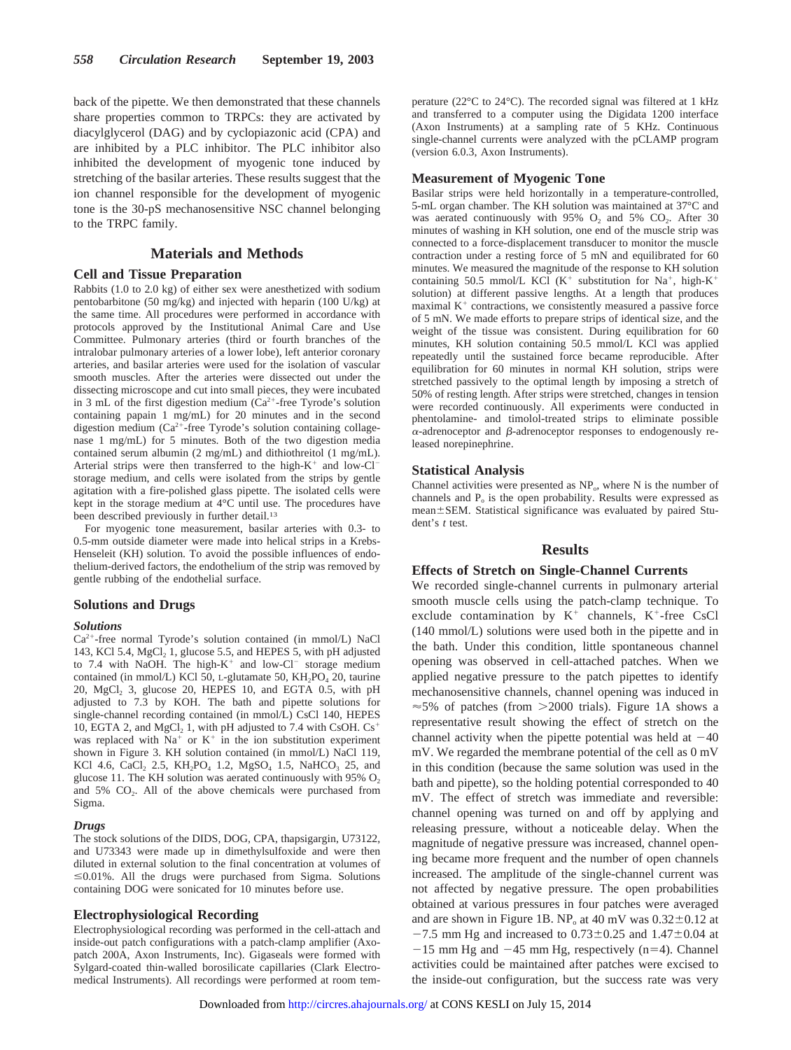back of the pipette. We then demonstrated that these channels share properties common to TRPCs: they are activated by diacylglycerol (DAG) and by cyclopiazonic acid (CPA) and are inhibited by a PLC inhibitor. The PLC inhibitor also inhibited the development of myogenic tone induced by stretching of the basilar arteries. These results suggest that the ion channel responsible for the development of myogenic tone is the 30-pS mechanosensitive NSC channel belonging to the TRPC family.

## Materials and Methods

### Cell and Tissue Preparation

Rabbits (1.0 to 2.0 kg) of either sex were anesthetized with sodium pentobarbitone (50 mg/kg) and injected with heparin (100 U/kg) at the same time. All procedures were performed in accordance with protocols approved by the Institutional Animal Care and Use Committee. Pulmonary arteries (third or fourth branches of the intralobar pulmonary arteries of a lower lobe), left anterior coronary arteries, and basilar arteries were used for the isolation of vascular smooth muscles. After the arteries were dissected out under the dissecting microscope and cut into small pieces, they were incubated in 3 mL of the first digestion medium ($Ca^{2+}$-free Tyrode's solution containing papain 1 mg/mL) for 20 minutes and in the second digestion medium ($Ca^{2+}$-free Tyrode's solution containing collagenase 1 mg/mL) for 5 minutes. Both of the two digestion media contained serum albumin (2 mg/mL) and dithiothreitol (1 mg/mL). Arterial strips were then transferred to the high-$K^+$ and low-$Cl^-$ storage medium, and cells were isolated from the strips by gentle agitation with a fire-polished glass pipette. The isolated cells were kept in the storage medium at 4°C until use. The procedures have been described previously in further detail.[13]

For myogenic tone measurement, basilar arteries with 0.3- to 0.5-mm outside diameter were made into helical strips in a Krebs-Henseleit (KH) solution. To avoid the possible influences of endothelium-derived factors, the endothelium of the strip was removed by gentle rubbing of the endothelial surface.

### Solutions and Drugs

#### *Solutions*

$Ca^{2+}$-free normal Tyrode's solution contained (in mmol/L) NaCl 143, KCl 5.4, $MgCl_2$ 1, glucose 5.5, and HEPES 5, with pH adjusted to 7.4 with NaOH. The high-$K^+$ and low-$Cl^-$ storage medium contained (in mmol/L) KCl 50, L-glutamate 50, $KH_2PO_4$ 20, taurine 20, $MgCl_2$ 3, glucose 20, HEPES 10, and EGTA 0.5, with pH adjusted to 7.3 by KOH. The bath and pipette solutions for single-channel recording contained (in mmol/L) CsCl 140, HEPES 10, EGTA 2, and $MgCl_2$ 1, with pH adjusted to 7.4 with CsOH. $Cs^+$ was replaced with $Na^+$ or $K^+$ in the ion substitution experiment shown in Figure 3. KH solution contained (in mmol/L) NaCl 119, KCl 4.6, $CaCl_2$ 2.5, $KH_2PO_4$ 1.2, $MgSO_4$ 1.5, $NaHCO_3$ 25, and glucose 11. The KH solution was aerated continuously with 95% $O_2$ and 5% $CO_2$. All of the above chemicals were purchased from Sigma.

#### *Drugs*

The stock solutions of the DIDS, DOG, CPA, thapsigargin, U73122, and U73343 were made up in dimethylsulfoxide and were then diluted in external solution to the final concentration at volumes of ≤0.01%. All the drugs were purchased from Sigma. Solutions containing DOG were sonicated for 10 minutes before use.

### Electrophysiological Recording

Electrophysiological recording was performed in the cell-attach and inside-out patch configurations with a patch-clamp amplifier (Axopatch 200A, Axon Instruments, Inc). Gigaseals were formed with Sylgard-coated thin-walled borosilicate capillaries (Clark Electromedical Instruments). All recordings were performed at room temperature (22°C to 24°C). The recorded signal was filtered at 1 kHz and transferred to a computer using the Digidata 1200 interface (Axon Instruments) at a sampling rate of 5 KHz. Continuous single-channel currents were analyzed with the pCLAMP program (version 6.0.3, Axon Instruments).

### Measurement of Myogenic Tone

Basilar strips were held horizontally in a temperature-controlled, 5-mL organ chamber. The KH solution was maintained at 37°C and was aerated continuously with 95% $O_2$ and 5% $CO_2$. After 30 minutes of washing in KH solution, one end of the muscle strip was connected to a force-displacement transducer to monitor the muscle contraction under a resting force of 5 mN and equilibrated for 60 minutes. We measured the magnitude of the response to KH solution containing 50.5 mmol/L KCl ($K^+$ substitution for $Na^+$, high-$K^+$ solution) at different passive lengths. At a length that produces maximal $K^+$ contractions, we consistently measured a passive force of 5 mN. We made efforts to prepare strips of identical size, and the weight of the tissue was consistent. During equilibration for 60 minutes, KH solution containing 50.5 mmol/L KCl was applied repeatedly until the sustained force became reproducible. After equilibration for 60 minutes in normal KH solution, strips were stretched passively to the optimal length by imposing a stretch of 50% of resting length. After strips were stretched, changes in tension were recorded continuously. All experiments were conducted in phentolamine- and timolol-treated strips to eliminate possible $\alpha$-adrenoceptor and $\beta$-adrenoceptor responses to endogenously released norepinephrine.

### Statistical Analysis

Channel activities were presented as $NP_o$, where N is the number of channels and $P_o$ is the open probability. Results were expressed as mean±SEM. Statistical significance was evaluated by paired Student's *t* test.

## Results

### Effects of Stretch on Single-Channel Currents

We recorded single-channel currents in pulmonary arterial smooth muscle cells using the patch-clamp technique. To exclude contamination by $K^+$ channels, $K^+$-free CsCl (140 mmol/L) solutions were used both in the pipette and in the bath. Under this condition, little spontaneous channel opening was observed in cell-attached patches. When we applied negative pressure to the patch pipettes to identify mechanosensitive channels, channel opening was induced in ≈5% of patches (from >2000 trials). Figure 1A shows a representative result showing the effect of stretch on the channel activity when the pipette potential was held at −40 mV. We regarded the membrane potential of the cell as 0 mV in this condition (because the same solution was used in the bath and pipette), so the holding potential corresponded to 40 mV. The effect of stretch was immediate and reversible: channel opening was turned on and off by applying and releasing pressure, without a noticeable delay. When the magnitude of negative pressure was increased, channel opening became more frequent and the number of open channels increased. The amplitude of the single-channel current was not affected by negative pressure. The open probabilities obtained at various pressures in four patches were averaged and are shown in Figure 1B. $NP_o$ at 40 mV was 0.32±0.12 at −7.5 mm Hg and increased to 0.73±0.25 and 1.47±0.04 at −15 mm Hg and −45 mm Hg, respectively (n=4). Channel activities could be maintained after patches were excised to the inside-out configuration, but the success rate was very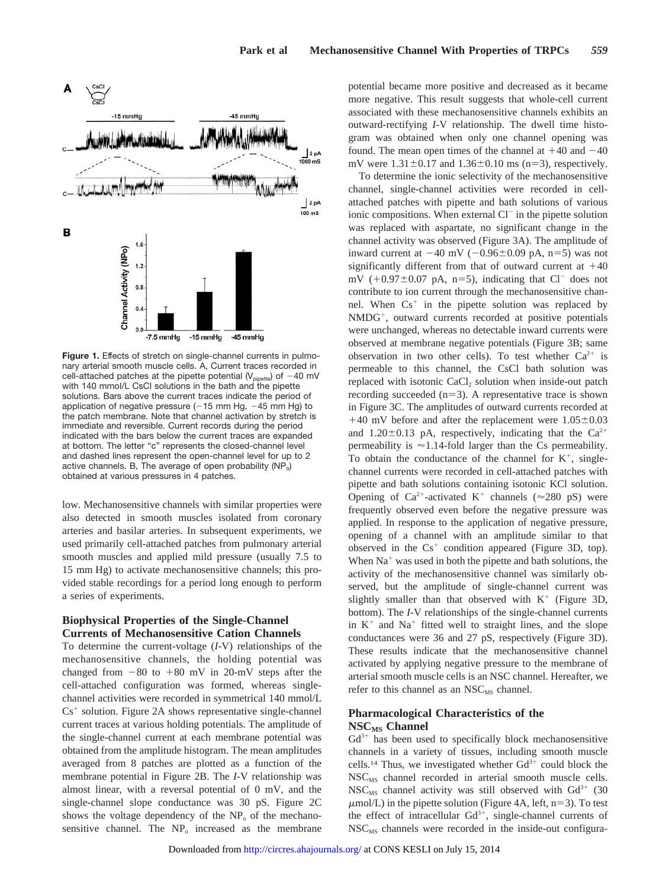**Figure 1.** Effects of stretch on single-channel currents in pulmonary arterial smooth muscle cells. A, Current traces recorded in cell-attached patches at the pipette potential ($V_{pipette}$) of −40 mV with 140 mmol/L CsCl solutions in the bath and the pipette solutions. Bars above the current traces indicate the period of application of negative pressure (−15 mm Hg, −45 mm Hg) to the patch membrane. Note that channel activation by stretch is immediate and reversible. Current records during the period indicated with the bars below the current traces are expanded at bottom. The letter "c" represents the closed-channel level and dashed lines represent the open-channel level for up to 2 active channels. B, The average of open probability ($NP_o$) obtained at various pressures in 4 patches.

low. Mechanosensitive channels with similar properties were also detected in smooth muscles isolated from coronary arteries and basilar arteries. In subsequent experiments, we used primarily cell-attached patches from pulmonary arterial smooth muscles and applied mild pressure (usually 7.5 to 15 mm Hg) to activate mechanosensitive channels; this provided stable recordings for a period long enough to perform a series of experiments.

### Biophysical Properties of the Single-Channel Currents of Mechanosensitive Cation Channels

To determine the current-voltage (*I*-V) relationships of the mechanosensitive channels, the holding potential was changed from −80 to +80 mV in 20-mV steps after the cell-attached configuration was formed, whereas single-channel activities were recorded in symmetrical 140 mmol/L $Cs^+$ solution. Figure 2A shows representative single-channel current traces at various holding potentials. The amplitude of the single-channel current at each membrane potential was obtained from the amplitude histogram. The mean amplitudes averaged from 8 patches are plotted as a function of the membrane potential in Figure 2B. The *I*-V relationship was almost linear, with a reversal potential of 0 mV, and the single-channel slope conductance was 30 pS. Figure 2C shows the voltage dependency of the $NP_o$ of the mechanosensitive channel. The $NP_o$ increased as the membrane potential became more positive and decreased as it became more negative. This result suggests that whole-cell current associated with these mechanosensitive channels exhibits an outward-rectifying *I*-V relationship. The dwell time histogram was obtained when only one channel opening was found. The mean open times of the channel at +40 and −40 mV were 1.31±0.17 and 1.36±0.10 ms (n=3), respectively.

To determine the ionic selectivity of the mechanosensitive channel, single-channel activities were recorded in cell-attached patches with pipette and bath solutions of various ionic compositions. When external $Cl^-$ in the pipette solution was replaced with aspartate, no significant change in the channel activity was observed (Figure 3A). The amplitude of inward current at −40 mV (−0.96±0.09 pA, n=5) was not significantly different from that of outward current at +40 mV (+0.97±0.07 pA, n=5), indicating that $Cl^-$ does not contribute to ion current through the mechanosensitive channel. When $Cs^+$ in the pipette solution was replaced by $NMDG^+$, outward currents recorded at positive potentials were unchanged, whereas no detectable inward currents were observed at membrane negative potentials (Figure 3B; same observation in two other cells). To test whether $Ca^{2+}$ is permeable to this channel, the CsCl bath solution was replaced with isotonic $CaCl_2$ solution when inside-out patch recording succeeded (n=3). A representative trace is shown in Figure 3C. The amplitudes of outward currents recorded at +40 mV before and after the replacement were 1.05±0.03 and 1.20±0.13 pA, respectively, indicating that the $Ca^{2+}$ permeability is ≈1.14-fold larger than the Cs permeability. To obtain the conductance of the channel for $K^+$, single-channel currents were recorded in cell-attached patches with pipette and bath solutions containing isotonic KCl solution. Opening of $Ca^{2+}$-activated $K^+$ channels (≈280 pS) were frequently observed even before the negative pressure was applied. In response to the application of negative pressure, opening of a channel with an amplitude similar to that observed in the $Cs^+$ condition appeared (Figure 3D, top). When $Na^+$ was used in both the pipette and bath solutions, the activity of the mechanosensitive channel was similarly observed, but the amplitude of single-channel current was slightly smaller than that observed with $K^+$ (Figure 3D, bottom). The *I*-V relationships of the single-channel currents in $K^+$ and $Na^+$ fitted well to straight lines, and the slope conductances were 36 and 27 pS, respectively (Figure 3D). These results indicate that the mechanosensitive channel activated by applying negative pressure to the membrane of arterial smooth muscle cells is an NSC channel. Hereafter, we refer to this channel as an $NSC_{MS}$ channel.

### Pharmacological Characteristics of the $NSC_{MS}$ Channel

$Gd^{3+}$ has been used to specifically block mechanosensitive channels in a variety of tissues, including smooth muscle cells.[14] Thus, we investigated whether $Gd^{3+}$ could block the $NSC_{MS}$ channel recorded in arterial smooth muscle cells. $NSC_{MS}$ channel activity was still observed with $Gd^{3+}$ (30 μmol/L) in the pipette solution (Figure 4A, left, n=3). To test the effect of intracellular $Gd^{3+}$, single-channel currents of $NSC_{MS}$ channels were recorded in the inside-out configura-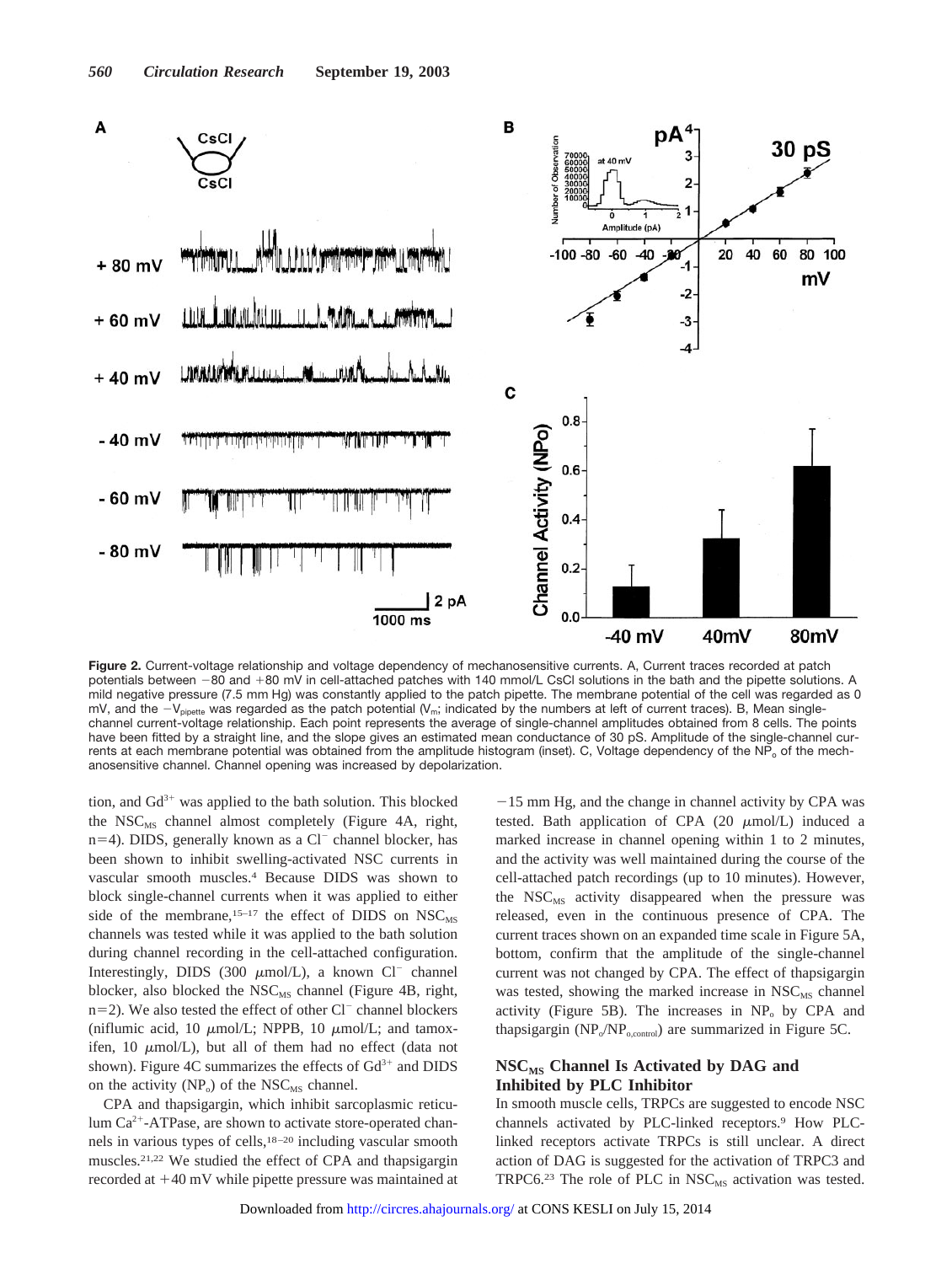**Figure 2.** Current-voltage relationship and voltage dependency of mechanosensitive currents. A, Current traces recorded at patch potentials between −80 and +80 mV in cell-attached patches with 140 mmol/L CsCl solutions in the bath and the pipette solutions. A mild negative pressure (7.5 mm Hg) was constantly applied to the patch pipette. The membrane potential of the cell was regarded as 0 mV, and the $-V_{pipette}$ was regarded as the patch potential ($V_m$; indicated by the numbers at left of current traces). B, Mean single-channel current-voltage relationship. Each point represents the average of single-channel amplitudes obtained from 8 cells. The points have been fitted by a straight line, and the slope gives an estimated mean conductance of 30 pS. Amplitude of the single-channel currents at each membrane potential was obtained from the amplitude histogram (inset). C, Voltage dependency of the $NP_o$ of the mechanosensitive channel. Channel opening was increased by depolarization.

tion, and $Gd^{3+}$ was applied to the bath solution. This blocked the $NSC_{MS}$ channel almost completely (Figure 4A, right, n=4). DIDS, generally known as a $Cl^-$ channel blocker, has been shown to inhibit swelling-activated NSC currents in vascular smooth muscles.[4] Because DIDS was shown to block single-channel currents when it was applied to either side of the membrane,[15–17] the effect of DIDS on $NSC_{MS}$ channels was tested while it was applied to the bath solution during channel recording in the cell-attached configuration. Interestingly, DIDS (300 μmol/L), a known $Cl^-$ channel blocker, also blocked the $NSC_{MS}$ channel (Figure 4B, right, n=2). We also tested the effect of other $Cl^-$ channel blockers (niflumic acid, 10 μmol/L; NPPB, 10 μmol/L; and tamoxifen, 10 μmol/L), but all of them had no effect (data not shown). Figure 4C summarizes the effects of $Gd^{3+}$ and DIDS on the activity ($NP_o$) of the $NSC_{MS}$ channel.

CPA and thapsigargin, which inhibit sarcoplasmic reticulum $Ca^{2+}$-ATPase, are shown to activate store-operated channels in various types of cells,[18–20] including vascular smooth muscles.[21,22] We studied the effect of CPA and thapsigargin recorded at +40 mV while pipette pressure was maintained at −15 mm Hg, and the change in channel activity by CPA was tested. Bath application of CPA (20 μmol/L) induced a marked increase in channel opening within 1 to 2 minutes, and the activity was well maintained during the course of the cell-attached patch recordings (up to 10 minutes). However, the $NSC_{MS}$ activity disappeared when the pressure was released, even in the continuous presence of CPA. The current traces shown on an expanded time scale in Figure 5A, bottom, confirm that the amplitude of the single-channel current was not changed by CPA. The effect of thapsigargin was tested, showing the marked increase in $NSC_{MS}$ channel activity (Figure 5B). The increases in $NP_o$ by CPA and thapsigargin ($NP_o/NP_{o,control}$) are summarized in Figure 5C.

## $NSC_{MS}$ Channel Is Activated by DAG and Inhibited by PLC Inhibitor

In smooth muscle cells, TRPCs are suggested to encode NSC channels activated by PLC-linked receptors.[9] How PLC-linked receptors activate TRPCs is still unclear. A direct action of DAG is suggested for the activation of TRPC3 and TRPC6.[23] The role of PLC in $NSC_{MS}$ activation was tested.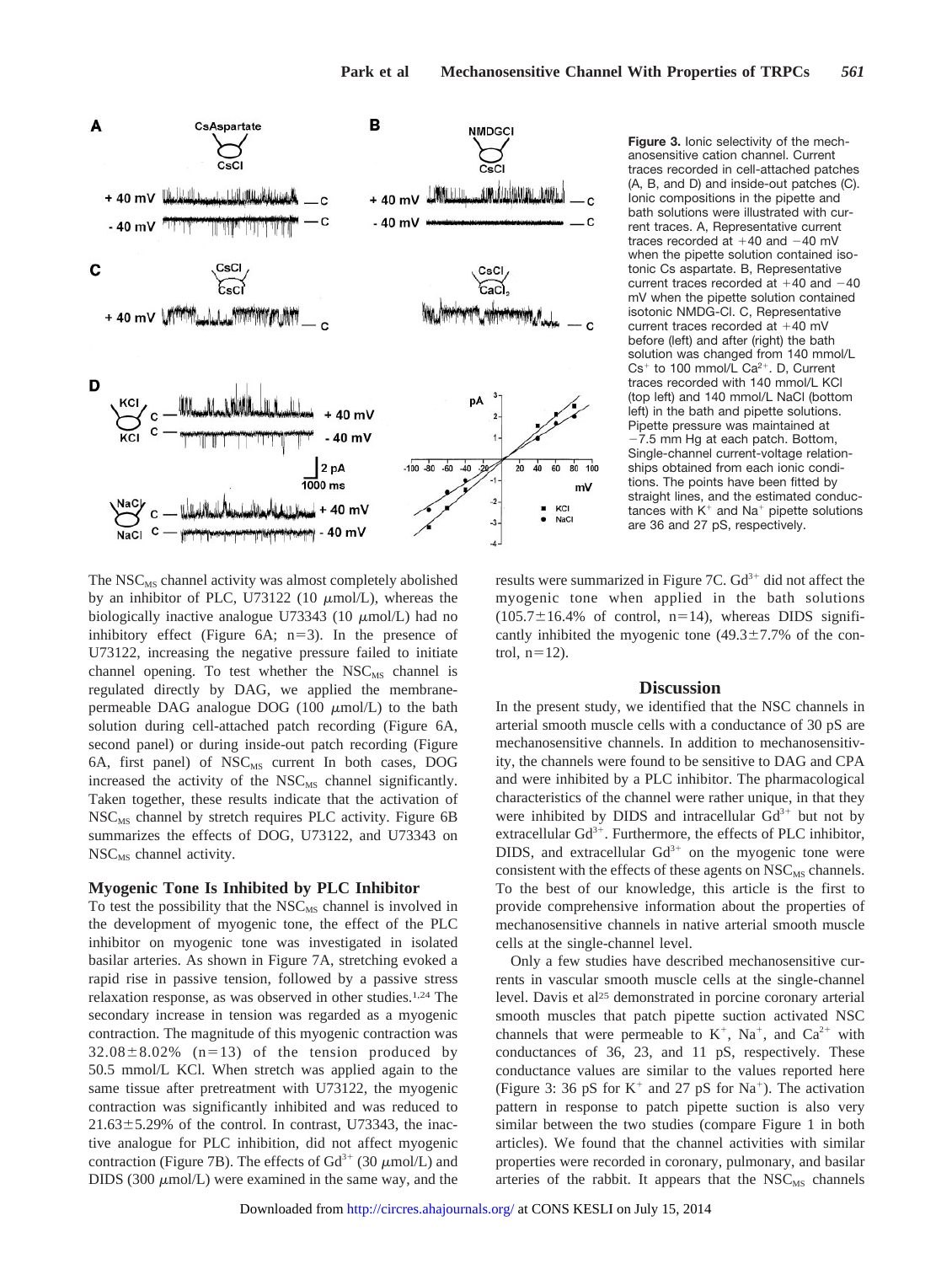**Figure 3.** Ionic selectivity of the mechanosensitive cation channel. Current traces recorded in cell-attached patches (A, B, and D) and inside-out patches (C). Ionic compositions in the pipette and bath solutions were illustrated with current traces. A, Representative current traces recorded at +40 and −40 mV when the pipette solution contained isotonic Cs aspartate. B, Representative current traces recorded at +40 and −40 mV when the pipette solution contained isotonic NMDG-Cl. C, Representative current traces recorded at +40 mV before (left) and after (right) the bath solution was changed from 140 mmol/L $Cs^+$ to 100 mmol/L $Ca^{2+}$. D, Current traces recorded with 140 mmol/L KCl (top left) and 140 mmol/L NaCl (bottom left) in the bath and pipette solutions. Pipette pressure was maintained at −7.5 mm Hg at each patch. Bottom, Single-channel current-voltage relationships obtained from each ionic conditions. The points have been fitted by straight lines, and the estimated conductances with $K^+$ and $Na^+$ pipette solutions are 36 and 27 pS, respectively.

The $NSC_{MS}$ channel activity was almost completely abolished by an inhibitor of PLC, U73122 (10 μmol/L), whereas the biologically inactive analogue U73343 (10 μmol/L) had no inhibitory effect (Figure 6A; n=3). In the presence of U73122, increasing the negative pressure failed to initiate channel opening. To test whether the $NSC_{MS}$ channel is regulated directly by DAG, we applied the membrane-permeable DAG analogue DOG (100 μmol/L) to the bath solution during cell-attached patch recording (Figure 6A, second panel) or during inside-out patch recording (Figure 6A, first panel) of $NSC_{MS}$ current In both cases, DOG increased the activity of the $NSC_{MS}$ channel significantly. Taken together, these results indicate that the activation of $NSC_{MS}$ channel by stretch requires PLC activity. Figure 6B summarizes the effects of DOG, U73122, and U73343 on $NSC_{MS}$ channel activity.

### Myogenic Tone Is Inhibited by PLC Inhibitor

To test the possibility that the $NSC_{MS}$ channel is involved in the development of myogenic tone, the effect of the PLC inhibitor on myogenic tone was investigated in isolated basilar arteries. As shown in Figure 7A, stretching evoked a rapid rise in passive tension, followed by a passive stress relaxation response, as was observed in other studies.[1,24] The secondary increase in tension was regarded as a myogenic contraction. The magnitude of this myogenic contraction was 32.08±8.02% (n=13) of the tension produced by 50.5 mmol/L KCl. When stretch was applied again to the same tissue after pretreatment with U73122, the myogenic contraction was significantly inhibited and was reduced to 21.63±5.29% of the control. In contrast, U73343, the inactive analogue for PLC inhibition, did not affect myogenic contraction (Figure 7B). The effects of $Gd^{3+}$ (30 μmol/L) and DIDS (300 μmol/L) were examined in the same way, and the results were summarized in Figure 7C. $Gd^{3+}$ did not affect the myogenic tone when applied in the bath solutions (105.7±16.4% of control, n=14), whereas DIDS significantly inhibited the myogenic tone (49.3±7.7% of the control, n=12).

## Discussion

In the present study, we identified that the NSC channels in arterial smooth muscle cells with a conductance of 30 pS are mechanosensitive channels. In addition to mechanosensitivity, the channels were found to be sensitive to DAG and CPA and were inhibited by a PLC inhibitor. The pharmacological characteristics of the channel were rather unique, in that they were inhibited by DIDS and intracellular $Gd^{3+}$ but not by extracellular $Gd^{3+}$. Furthermore, the effects of PLC inhibitor, DIDS, and extracellular $Gd^{3+}$ on the myogenic tone were consistent with the effects of these agents on $NSC_{MS}$ channels. To the best of our knowledge, this article is the first to provide comprehensive information about the properties of mechanosensitive channels in native arterial smooth muscle cells at the single-channel level.

Only a few studies have described mechanosensitive currents in vascular smooth muscle cells at the single-channel level. Davis et al[25] demonstrated in porcine coronary arterial smooth muscles that patch pipette suction activated NSC channels that were permeable to $K^+$, $Na^+$, and $Ca^{2+}$ with conductances of 36, 23, and 11 pS, respectively. These conductance values are similar to the values reported here (Figure 3: 36 pS for $K^+$ and 27 pS for $Na^+$). The activation pattern in response to patch pipette suction is also very similar between the two studies (compare Figure 1 in both articles). We found that the channel activities with similar properties were recorded in coronary, pulmonary, and basilar arteries of the rabbit. It appears that the $NSC_{MS}$ channels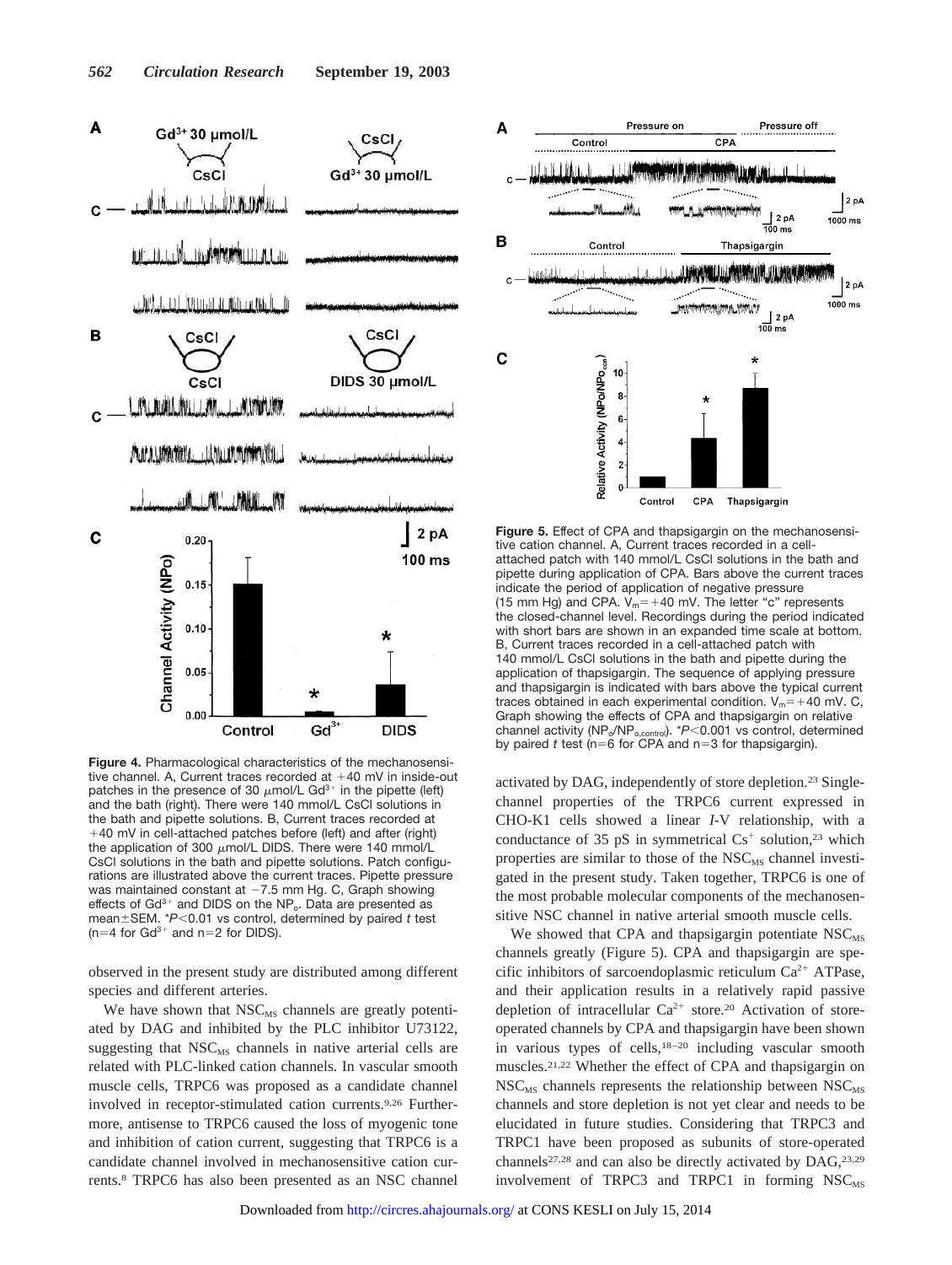**Figure 4.** Pharmacological characteristics of the mechanosensitive channel. A, Current traces recorded at +40 mV in inside-out patches in the presence of 30 μmol/L $Gd^{3+}$ in the pipette (left) and the bath (right). There were 140 mmol/L CsCl solutions in the bath and pipette solutions. B, Current traces recorded at +40 mV in cell-attached patches before (left) and after (right) the application of 300 μmol/L DIDS. There were 140 mmol/L CsCl solutions in the bath and pipette solutions. Patch configurations are illustrated above the current traces. Pipette pressure was maintained constant at −7.5 mm Hg. C, Graph showing effects of $Gd^{3+}$ and DIDS on the $NP_o$. Data are presented as mean±SEM. *$P<0.01$ vs control, determined by paired $t$ test ($n=4$ for $Gd^{3+}$ and $n=2$ for DIDS).

**Figure 5.** Effect of CPA and thapsigargin on the mechanosensitive cation channel. A, Current traces recorded in a cell-attached patch with 140 mmol/L CsCl solutions in the bath and pipette during application of CPA. Bars above the current traces indicate the period of application of negative pressure (15 mm Hg) and CPA. $V_m=+40$ mV. The letter "c" represents the closed-channel level. Recordings during the period indicated with short bars are shown in an expanded time scale at bottom. B, Current traces recorded in a cell-attached patch with 140 mmol/L CsCl solutions in the bath and pipette during the application of thapsigargin. The sequence of applying pressure and thapsigargin is indicated with bars above the typical current traces obtained in each experimental condition. $V_m=+40$ mV. C, Graph showing the effects of CPA and thapsigargin on relative channel activity ($NP_o/NP_{o,control}$). *$P<0.001$ vs control, determined by paired $t$ test ($n=6$ for CPA and $n=3$ for thapsigargin).

observed in the present study are distributed among different species and different arteries.

We have shown that $NSC_{MS}$ channels are greatly potentiated by DAG and inhibited by the PLC inhibitor U73122, suggesting that $NSC_{MS}$ channels in native arterial cells are related with PLC-linked cation channels. In vascular smooth muscle cells, TRPC6 was proposed as a candidate channel involved in receptor-stimulated cation currents.[9,26] Furthermore, antisense to TRPC6 caused the loss of myogenic tone and inhibition of cation current, suggesting that TRPC6 is a candidate channel involved in mechanosensitive cation currents.[8] TRPC6 has also been presented as an NSC channel activated by DAG, independently of store depletion.[23] Single-channel properties of the TRPC6 current expressed in CHO-K1 cells showed a linear $I$-V relationship, with a conductance of 35 pS in symmetrical $Cs^{+}$ solution,[23] which properties are similar to those of the $NSC_{MS}$ channel investigated in the present study. Taken together, TRPC6 is one of the most probable molecular components of the mechanosensitive NSC channel in native arterial smooth muscle cells.

We showed that CPA and thapsigargin potentiate $NSC_{MS}$ channels greatly (Figure 5). CPA and thapsigargin are specific inhibitors of sarcoendoplasmic reticulum $Ca^{2+}$ ATPase, and their application results in a relatively rapid passive depletion of intracellular $Ca^{2+}$ store.[20] Activation of store-operated channels by CPA and thapsigargin have been shown in various types of cells,[18–20] including vascular smooth muscles.[21,22] Whether the effect of CPA and thapsigargin on $NSC_{MS}$ channels represents the relationship between $NSC_{MS}$ channels and store depletion is not yet clear and needs to be elucidated in future studies. Considering that TRPC3 and TRPC1 have been proposed as subunits of store-operated channels[27,28] and can also be directly activated by DAG,[23,29] involvement of TRPC3 and TRPC1 in forming $NSC_{MS}$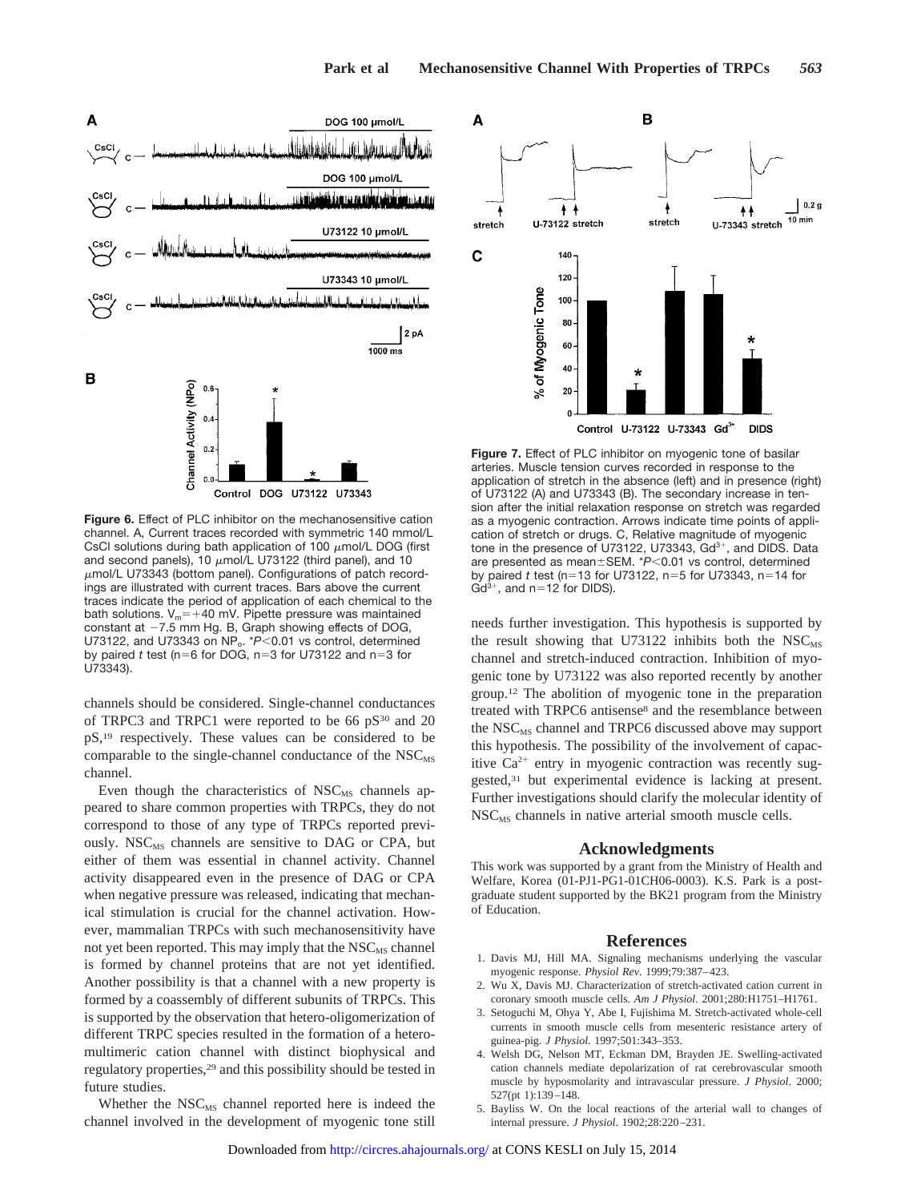**Figure 6.** Effect of PLC inhibitor on the mechanosensitive cation channel. A, Current traces recorded with symmetric 140 mmol/L CsCl solutions during bath application of 100 $\mu$mol/L DOG (first and second panels), 10 $\mu$mol/L U73122 (third panel), and 10 $\mu$mol/L U73343 (bottom panel). Configurations of patch recordings are illustrated with current traces. Bars above the current traces indicate the period of application of each chemical to the bath solutions. $V_m$=+40 mV. Pipette pressure was maintained constant at −7.5 mm Hg. B, Graph showing effects of DOG, U73122, and U73343 on $NP_o$. *$P<0.01$ vs control, determined by paired $t$ test (n=6 for DOG, n=3 for U73122 and n=3 for U73343).

channels should be considered. Single-channel conductances of TRPC3 and TRPC1 were reported to be 66 pS[30] and 20 pS,[19] respectively. These values can be considered to be comparable to the single-channel conductance of the $NSC_{MS}$ channel.

Even though the characteristics of $NSC_{MS}$ channels appeared to share common properties with TRPCs, they do not correspond to those of any type of TRPCs reported previously. $NSC_{MS}$ channels are sensitive to DAG or CPA, but either of them was essential in channel activity. Channel activity disappeared even in the presence of DAG or CPA when negative pressure was released, indicating that mechanical stimulation is crucial for the channel activation. However, mammalian TRPCs with such mechanosensitivity have not yet been reported. This may imply that the $NSC_{MS}$ channel is formed by channel proteins that are not yet identified. Another possibility is that a channel with a new property is formed by a coassembly of different subunits of TRPCs. This is supported by the observation that hetero-oligomerization of different TRPC species resulted in the formation of a heteromultimeric cation channel with distinct biophysical and regulatory properties,[29] and this possibility should be tested in future studies.

Whether the $NSC_{MS}$ channel reported here is indeed the channel involved in the development of myogenic tone still needs further investigation. This hypothesis is supported by the result showing that U73122 inhibits both the $NSC_{MS}$ channel and stretch-induced contraction. Inhibition of myogenic tone by U73122 was also reported recently by another group.[12] The abolition of myogenic tone in the preparation treated with TRPC6 antisense[8] and the resemblance between the $NSC_{MS}$ channel and TRPC6 discussed above may support this hypothesis. The possibility of the involvement of capacitive $Ca^{2+}$ entry in myogenic contraction was recently suggested,[31] but experimental evidence is lacking at present. Further investigations should clarify the molecular identity of $NSC_{MS}$ channels in native arterial smooth muscle cells.

**Figure 7.** Effect of PLC inhibitor on myogenic tone of basilar arteries. Muscle tension curves recorded in response to the application of stretch in the absence (left) and in presence (right) of U73122 (A) and U73343 (B). The secondary increase in tension after the initial relaxation response on stretch was regarded as a myogenic contraction. Arrows indicate time points of application of stretch or drugs. C, Relative magnitude of myogenic tone in the presence of U73122, U73343, $Gd^{3+}$, and DIDS. Data are presented as mean±SEM. *$P<0.01$ vs control, determined by paired $t$ test (n=13 for U73122, n=5 for U73343, n=14 for $Gd^{3+}$, and n=12 for DIDS).

## Acknowledgments

This work was supported by a grant from the Ministry of Health and Welfare, Korea (01-PJ1-PG1-01CH06-0003). K.S. Park is a postgraduate student supported by the BK21 program from the Ministry of Education.

## References

1. Davis MJ, Hill MA. Signaling mechanisms underlying the vascular myogenic response. *Physiol Rev*. 1999;79:387–423.
2. Wu X, Davis MJ. Characterization of stretch-activated cation current in coronary smooth muscle cells. *Am J Physiol*. 2001;280:H1751–H1761.
3. Setoguchi M, Ohya Y, Abe I, Fujishima M. Stretch-activated whole-cell currents in smooth muscle cells from mesenteric resistance artery of guinea-pig. *J Physiol*. 1997;501:343–353.
4. Welsh DG, Nelson MT, Eckman DM, Brayden JE. Swelling-activated cation channels mediate depolarization of rat cerebrovascular smooth muscle by hyposmolarity and intravascular pressure. *J Physiol*. 2000;527(pt 1):139–148.
5. Bayliss W. On the local reactions of the arterial wall to changes of internal pressure. *J Physiol*. 1902;28:220–231.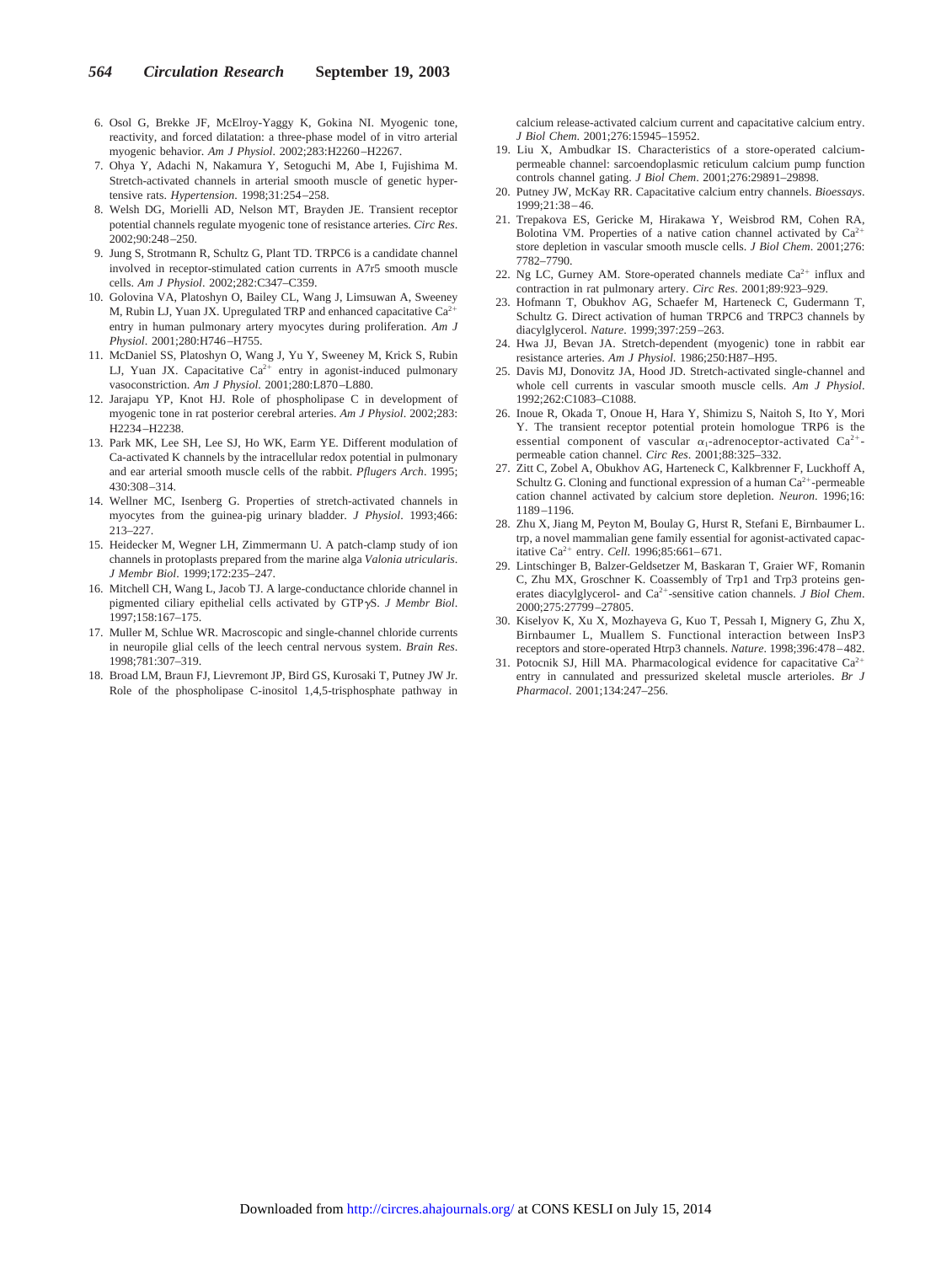6. Osol G, Brekke JF, McElroy-Yaggy K, Gokina NI. Myogenic tone, reactivity, and forced dilatation: a three-phase model of in vitro arterial myogenic behavior. *Am J Physiol*. 2002;283:H2260–H2267.
7. Ohya Y, Adachi N, Nakamura Y, Setoguchi M, Abe I, Fujishima M. Stretch-activated channels in arterial smooth muscle of genetic hypertensive rats. *Hypertension*. 1998;31:254–258.
8. Welsh DG, Morielli AD, Nelson MT, Brayden JE. Transient receptor potential channels regulate myogenic tone of resistance arteries. *Circ Res*. 2002;90:248–250.
9. Jung S, Strotmann R, Schultz G, Plant TD. TRPC6 is a candidate channel involved in receptor-stimulated cation currents in A7r5 smooth muscle cells. *Am J Physiol*. 2002;282:C347–C359.
10. Golovina VA, Platoshyn O, Bailey CL, Wang J, Limsuwan A, Sweeney M, Rubin LJ, Yuan JX. Upregulated TRP and enhanced capacitative $Ca^{2+}$ entry in human pulmonary artery myocytes during proliferation. *Am J Physiol*. 2001;280:H746–H755.
11. McDaniel SS, Platoshyn O, Wang J, Yu Y, Sweeney M, Krick S, Rubin LJ, Yuan JX. Capacitative $Ca^{2+}$ entry in agonist-induced pulmonary vasoconstriction. *Am J Physiol.* 2001;280:L870–L880.
12. Jarajapu YP, Knot HJ. Role of phospholipase C in development of myogenic tone in rat posterior cerebral arteries. *Am J Physiol*. 2002;283: H2234–H2238.
13. Park MK, Lee SH, Lee SJ, Ho WK, Earm YE. Different modulation of Ca-activated K channels by the intracellular redox potential in pulmonary and ear arterial smooth muscle cells of the rabbit. *Pflugers Arch*. 1995; 430:308–314.
14. Wellner MC, Isenberg G. Properties of stretch-activated channels in myocytes from the guinea-pig urinary bladder. *J Physiol*. 1993;466: 213–227.
15. Heidecker M, Wegner LH, Zimmermann U. A patch-clamp study of ion channels in protoplasts prepared from the marine alga *Valonia utricularis*. *J Membr Biol*. 1999;172:235–247.
16. Mitchell CH, Wang L, Jacob TJ. A large-conductance chloride channel in pigmented ciliary epithelial cells activated by GTP$\gamma$S. *J Membr Biol*. 1997;158:167–175.
17. Muller M, Schlue WR. Macroscopic and single-channel chloride currents in neuropile glial cells of the leech central nervous system. *Brain Res*. 1998;781:307–319.
18. Broad LM, Braun FJ, Lievremont JP, Bird GS, Kurosaki T, Putney JW Jr. Role of the phospholipase C-inositol 1,4,5-trisphosphate pathway in calcium release-activated calcium current and capacitative calcium entry. *J Biol Chem*. 2001;276:15945–15952.
19. Liu X, Ambudkar IS. Characteristics of a store-operated calcium-permeable channel: sarcoendoplasmic reticulum calcium pump function controls channel gating. *J Biol Chem*. 2001;276:29891–29898.
20. Putney JW, McKay RR. Capacitative calcium entry channels. *Bioessays*. 1999;21:38–46.
21. Trepakova ES, Gericke M, Hirakawa Y, Weisbrod RM, Cohen RA, Bolotina VM. Properties of a native cation channel activated by $Ca^{2+}$ store depletion in vascular smooth muscle cells. *J Biol Chem*. 2001;276: 7782–7790.
22. Ng LC, Gurney AM. Store-operated channels mediate $Ca^{2+}$ influx and contraction in rat pulmonary artery. *Circ Res*. 2001;89:923–929.
23. Hofmann T, Obukhov AG, Schaefer M, Harteneck C, Gudermann T, Schultz G. Direct activation of human TRPC6 and TRPC3 channels by diacylglycerol. *Nature*. 1999;397:259–263.
24. Hwa JJ, Bevan JA. Stretch-dependent (myogenic) tone in rabbit ear resistance arteries. *Am J Physiol.* 1986;250:H87–H95.
25. Davis MJ, Donovitz JA, Hood JD. Stretch-activated single-channel and whole cell currents in vascular smooth muscle cells. *Am J Physiol*. 1992;262:C1083–C1088.
26. Inoue R, Okada T, Onoue H, Hara Y, Shimizu S, Naitoh S, Ito Y, Mori Y. The transient receptor potential protein homologue TRP6 is the essential component of vascular $\alpha_1$-adrenoceptor-activated $Ca^{2+}$-permeable cation channel. *Circ Res*. 2001;88:325–332.
27. Zitt C, Zobel A, Obukhov AG, Harteneck C, Kalkbrenner F, Luckhoff A, Schultz G. Cloning and functional expression of a human $Ca^{2+}$-permeable cation channel activated by calcium store depletion. *Neuron*. 1996;16: 1189–1196.
28. Zhu X, Jiang M, Peyton M, Boulay G, Hurst R, Stefani E, Birnbaumer L. trp, a novel mammalian gene family essential for agonist-activated capacitative $Ca^{2+}$ entry. *Cell*. 1996;85:661–671.
29. Lintschinger B, Balzer-Geldsetzer M, Baskaran T, Graier WF, Romanin C, Zhu MX, Groschner K. Coassembly of Trp1 and Trp3 proteins generates diacylglycerol- and $Ca^{2+}$-sensitive cation channels. *J Biol Chem*. 2000;275:27799–27805.
30. Kiselyov K, Xu X, Mozhayeva G, Kuo T, Pessah I, Mignery G, Zhu X, Birnbaumer L, Muallem S. Functional interaction between InsP3 receptors and store-operated Htrp3 channels. *Nature*. 1998;396:478–482.
31. Potocnik SJ, Hill MA. Pharmacological evidence for capacitative $Ca^{2+}$ entry in cannulated and pressurized skeletal muscle arterioles. *Br J Pharmacol*. 2001;134:247–256.